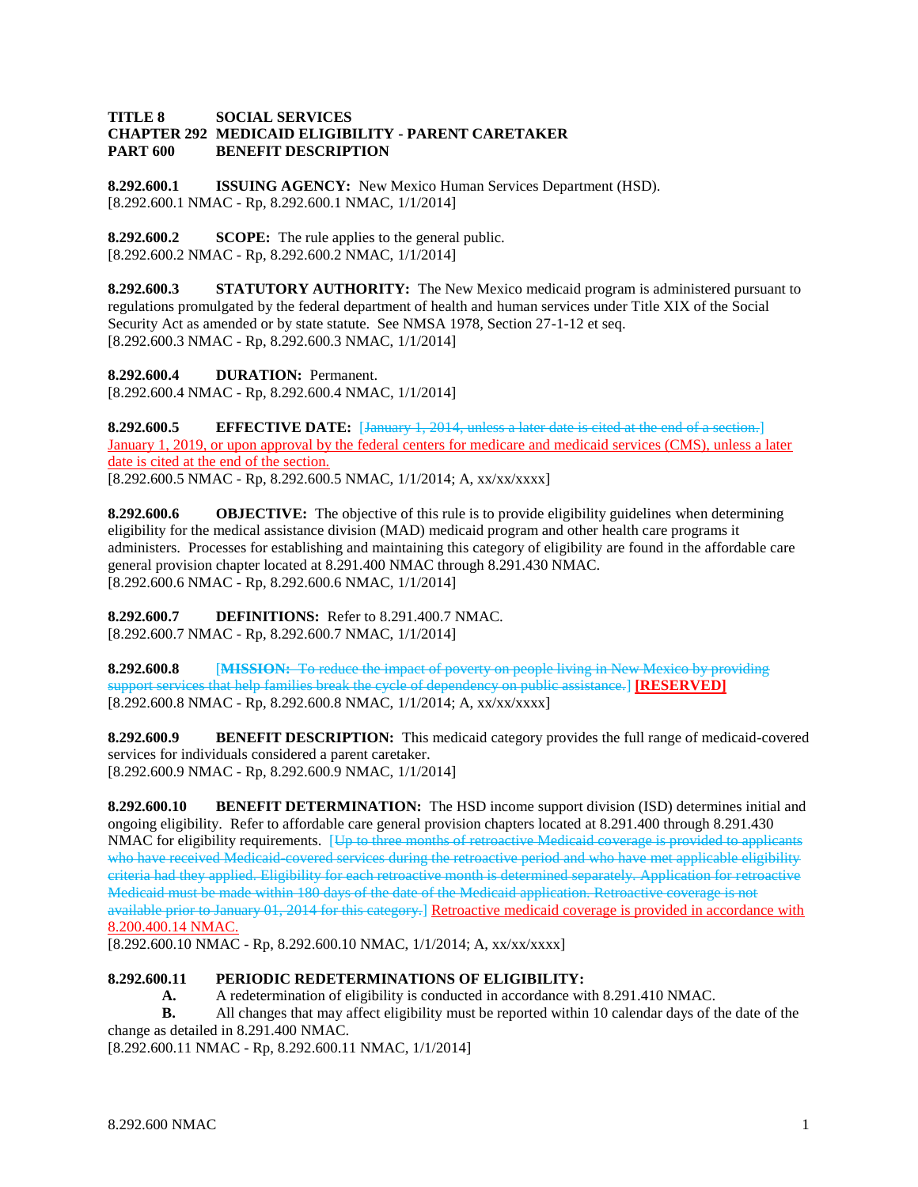**TITLE 8 SOCIAL SERVICES**
**CHAPTER 292 MEDICAID ELIGIBILITY - PARENT CARETAKER**
**PART 600 BENEFIT DESCRIPTION**

**8.292.600.1 ISSUING AGENCY:** New Mexico Human Services Department (HSD).
[8.292.600.1 NMAC - Rp, 8.292.600.1 NMAC, 1/1/2014]

**8.292.600.2 SCOPE:** The rule applies to the general public.
[8.292.600.2 NMAC - Rp, 8.292.600.2 NMAC, 1/1/2014]

**8.292.600.3 STATUTORY AUTHORITY:** The New Mexico medicaid program is administered pursuant to regulations promulgated by the federal department of health and human services under Title XIX of the Social Security Act as amended or by state statute. See NMSA 1978, Section 27-1-12 et seq.
[8.292.600.3 NMAC - Rp, 8.292.600.3 NMAC, 1/1/2014]

**8.292.600.4 DURATION:** Permanent.
[8.292.600.4 NMAC - Rp, 8.292.600.4 NMAC, 1/1/2014]

**8.292.600.5 EFFECTIVE DATE:** [~~January 1, 2014, unless a later date is cited at the end of a section.~~] January 1, 2019, or upon approval by the federal centers for medicare and medicaid services (CMS), unless a later date is cited at the end of the section.
[8.292.600.5 NMAC - Rp, 8.292.600.5 NMAC, 1/1/2014; A, xx/xx/xxxx]

**8.292.600.6 OBJECTIVE:** The objective of this rule is to provide eligibility guidelines when determining eligibility for the medical assistance division (MAD) medicaid program and other health care programs it administers. Processes for establishing and maintaining this category of eligibility are found in the affordable care general provision chapter located at 8.291.400 NMAC through 8.291.430 NMAC.
[8.292.600.6 NMAC - Rp, 8.292.600.6 NMAC, 1/1/2014]

**8.292.600.7 DEFINITIONS:** Refer to 8.291.400.7 NMAC.
[8.292.600.7 NMAC - Rp, 8.292.600.7 NMAC, 1/1/2014]

**8.292.600.8** [~~**MISSION:** To reduce the impact of poverty on people living in New Mexico by providing support services that help families break the cycle of dependency on public assistance.~~] **[RESERVED]**
[8.292.600.8 NMAC - Rp, 8.292.600.8 NMAC, 1/1/2014; A, xx/xx/xxxx]

**8.292.600.9 BENEFIT DESCRIPTION:** This medicaid category provides the full range of medicaid-covered services for individuals considered a parent caretaker.
[8.292.600.9 NMAC - Rp, 8.292.600.9 NMAC, 1/1/2014]

**8.292.600.10 BENEFIT DETERMINATION:** The HSD income support division (ISD) determines initial and ongoing eligibility. Refer to affordable care general provision chapters located at 8.291.400 through 8.291.430 NMAC for eligibility requirements. [~~Up to three months of retroactive Medicaid coverage is provided to applicants who have received Medicaid-covered services during the retroactive period and who have met applicable eligibility criteria had they applied. Eligibility for each retroactive month is determined separately. Application for retroactive Medicaid must be made within 180 days of the date of the Medicaid application. Retroactive coverage is not available prior to January 01, 2014 for this category.~~] Retroactive medicaid coverage is provided in accordance with 8.200.400.14 NMAC.
[8.292.600.10 NMAC - Rp, 8.292.600.10 NMAC, 1/1/2014; A, xx/xx/xxxx]

**8.292.600.11 PERIODIC REDETERMINATIONS OF ELIGIBILITY:**

**A.** A redetermination of eligibility is conducted in accordance with 8.291.410 NMAC.

**B.** All changes that may affect eligibility must be reported within 10 calendar days of the date of the change as detailed in 8.291.400 NMAC.

[8.292.600.11 NMAC - Rp, 8.292.600.11 NMAC, 1/1/2014]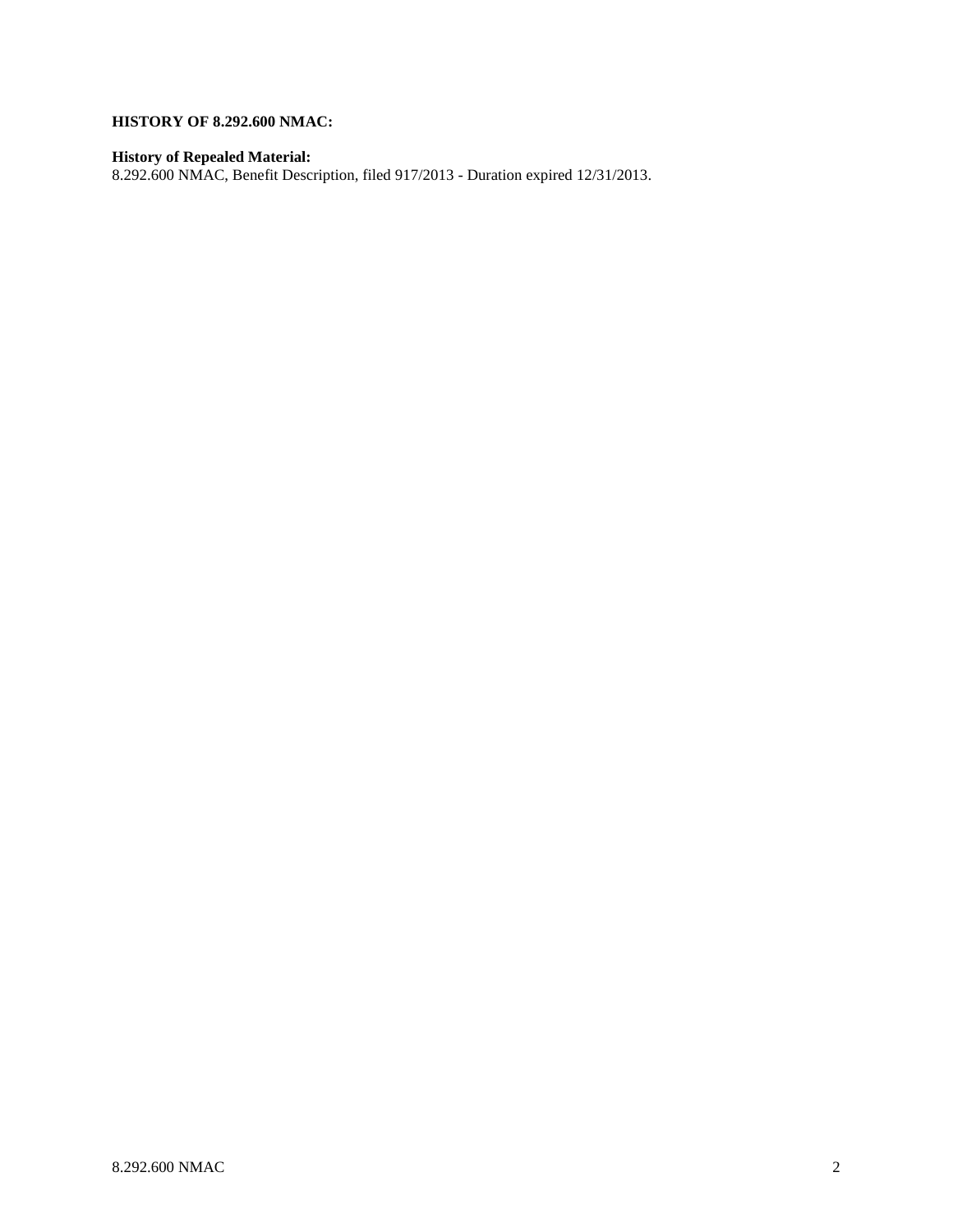**HISTORY OF 8.292.600 NMAC:**

**History of Repealed Material:**
8.292.600 NMAC, Benefit Description, filed 917/2013 - Duration expired 12/31/2013.